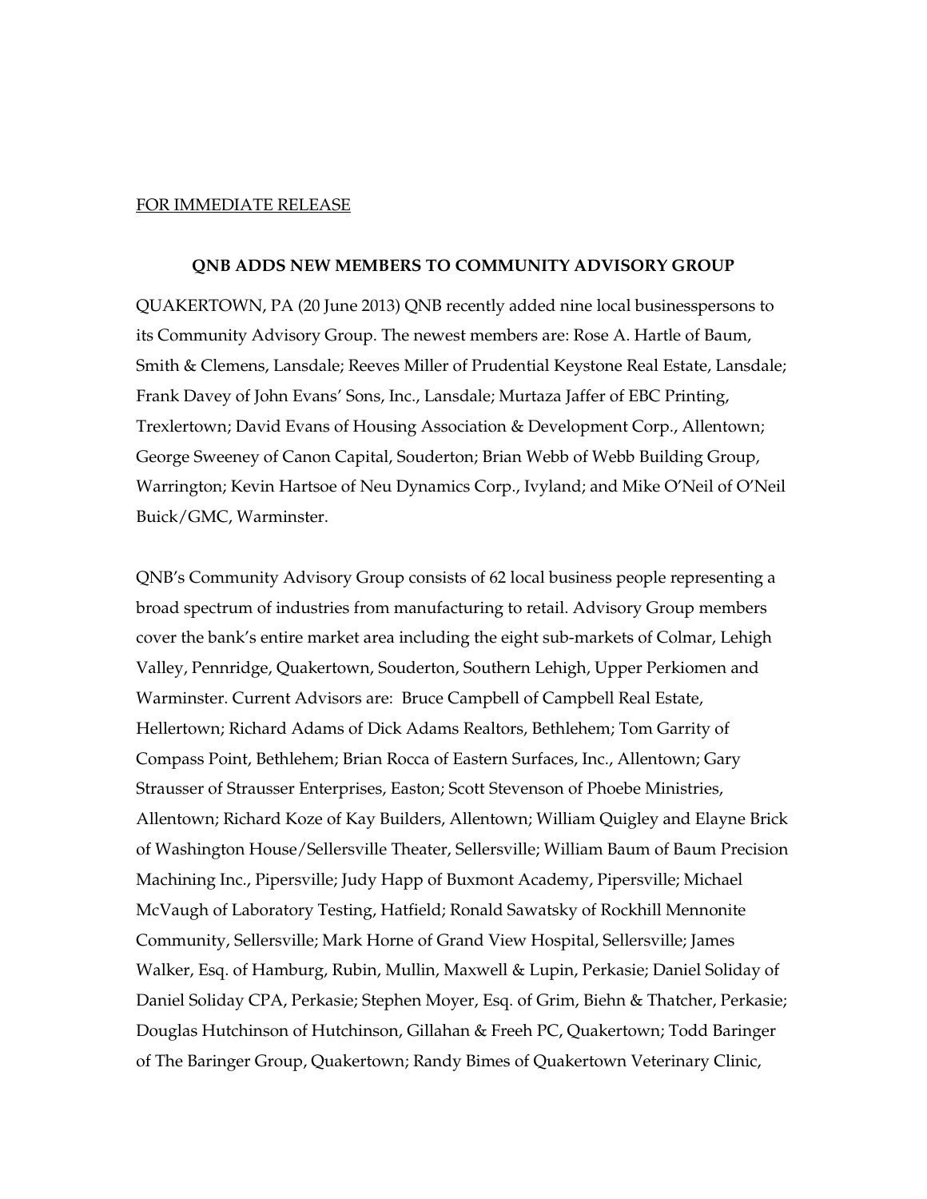<u>FOR IMMEDIATE RELEASE</u>

**QNB ADDS NEW MEMBERS TO COMMUNITY ADVISORY GROUP**

QUAKERTOWN, PA (20 June 2013) QNB recently added nine local businesspersons to its Community Advisory Group. The newest members are: Rose A. Hartle of Baum, Smith & Clemens, Lansdale; Reeves Miller of Prudential Keystone Real Estate, Lansdale; Frank Davey of John Evans' Sons, Inc., Lansdale; Murtaza Jaffer of EBC Printing, Trexlertown; David Evans of Housing Association & Development Corp., Allentown; George Sweeney of Canon Capital, Souderton; Brian Webb of Webb Building Group, Warrington; Kevin Hartsoe of Neu Dynamics Corp., Ivyland; and Mike O'Neil of O'Neil Buick/GMC, Warminster.

QNB's Community Advisory Group consists of 62 local business people representing a broad spectrum of industries from manufacturing to retail. Advisory Group members cover the bank's entire market area including the eight sub-markets of Colmar, Lehigh Valley, Pennridge, Quakertown, Souderton, Southern Lehigh, Upper Perkiomen and Warminster. Current Advisors are: Bruce Campbell of Campbell Real Estate, Hellertown; Richard Adams of Dick Adams Realtors, Bethlehem; Tom Garrity of Compass Point, Bethlehem; Brian Rocca of Eastern Surfaces, Inc., Allentown; Gary Strausser of Strausser Enterprises, Easton; Scott Stevenson of Phoebe Ministries, Allentown; Richard Koze of Kay Builders, Allentown; William Quigley and Elayne Brick of Washington House/Sellersville Theater, Sellersville; William Baum of Baum Precision Machining Inc., Pipersville; Judy Happ of Buxmont Academy, Pipersville; Michael McVaugh of Laboratory Testing, Hatfield; Ronald Sawatsky of Rockhill Mennonite Community, Sellersville; Mark Horne of Grand View Hospital, Sellersville; James Walker, Esq. of Hamburg, Rubin, Mullin, Maxwell & Lupin, Perkasie; Daniel Soliday of Daniel Soliday CPA, Perkasie; Stephen Moyer, Esq. of Grim, Biehn & Thatcher, Perkasie; Douglas Hutchinson of Hutchinson, Gillahan & Freeh PC, Quakertown; Todd Baringer of The Baringer Group, Quakertown; Randy Bimes of Quakertown Veterinary Clinic,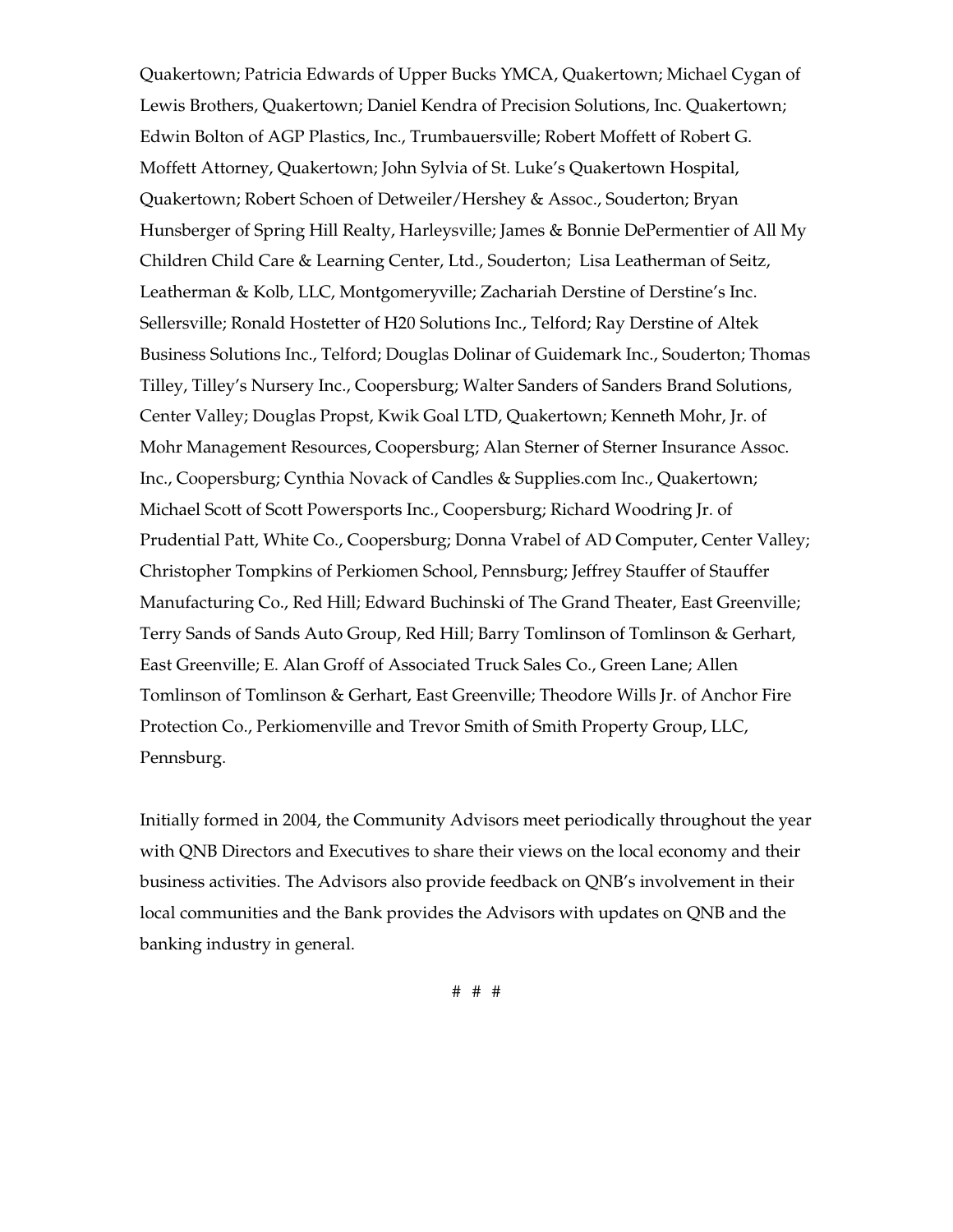Quakertown; Patricia Edwards of Upper Bucks YMCA, Quakertown; Michael Cygan of Lewis Brothers, Quakertown; Daniel Kendra of Precision Solutions, Inc. Quakertown; Edwin Bolton of AGP Plastics, Inc., Trumbauersville; Robert Moffett of Robert G. Moffett Attorney, Quakertown; John Sylvia of St. Luke's Quakertown Hospital, Quakertown; Robert Schoen of Detweiler/Hershey & Assoc., Souderton; Bryan Hunsberger of Spring Hill Realty, Harleysville; James & Bonnie DePermentier of All My Children Child Care & Learning Center, Ltd., Souderton; Lisa Leatherman of Seitz, Leatherman & Kolb, LLC, Montgomeryville; Zachariah Derstine of Derstine's Inc. Sellersville; Ronald Hostetter of H20 Solutions Inc., Telford; Ray Derstine of Altek Business Solutions Inc., Telford; Douglas Dolinar of Guidemark Inc., Souderton; Thomas Tilley, Tilley's Nursery Inc., Coopersburg; Walter Sanders of Sanders Brand Solutions, Center Valley; Douglas Propst, Kwik Goal LTD, Quakertown; Kenneth Mohr, Jr. of Mohr Management Resources, Coopersburg; Alan Sterner of Sterner Insurance Assoc. Inc., Coopersburg; Cynthia Novack of Candles & Supplies.com Inc., Quakertown; Michael Scott of Scott Powersports Inc., Coopersburg; Richard Woodring Jr. of Prudential Patt, White Co., Coopersburg; Donna Vrabel of AD Computer, Center Valley; Christopher Tompkins of Perkiomen School, Pennsburg; Jeffrey Stauffer of Stauffer Manufacturing Co., Red Hill; Edward Buchinski of The Grand Theater, East Greenville; Terry Sands of Sands Auto Group, Red Hill; Barry Tomlinson of Tomlinson & Gerhart, East Greenville; E. Alan Groff of Associated Truck Sales Co., Green Lane; Allen Tomlinson of Tomlinson & Gerhart, East Greenville; Theodore Wills Jr. of Anchor Fire Protection Co., Perkiomenville and Trevor Smith of Smith Property Group, LLC, Pennsburg.

Initially formed in 2004, the Community Advisors meet periodically throughout the year with QNB Directors and Executives to share their views on the local economy and their business activities. The Advisors also provide feedback on QNB's involvement in their local communities and the Bank provides the Advisors with updates on QNB and the banking industry in general.

# # #